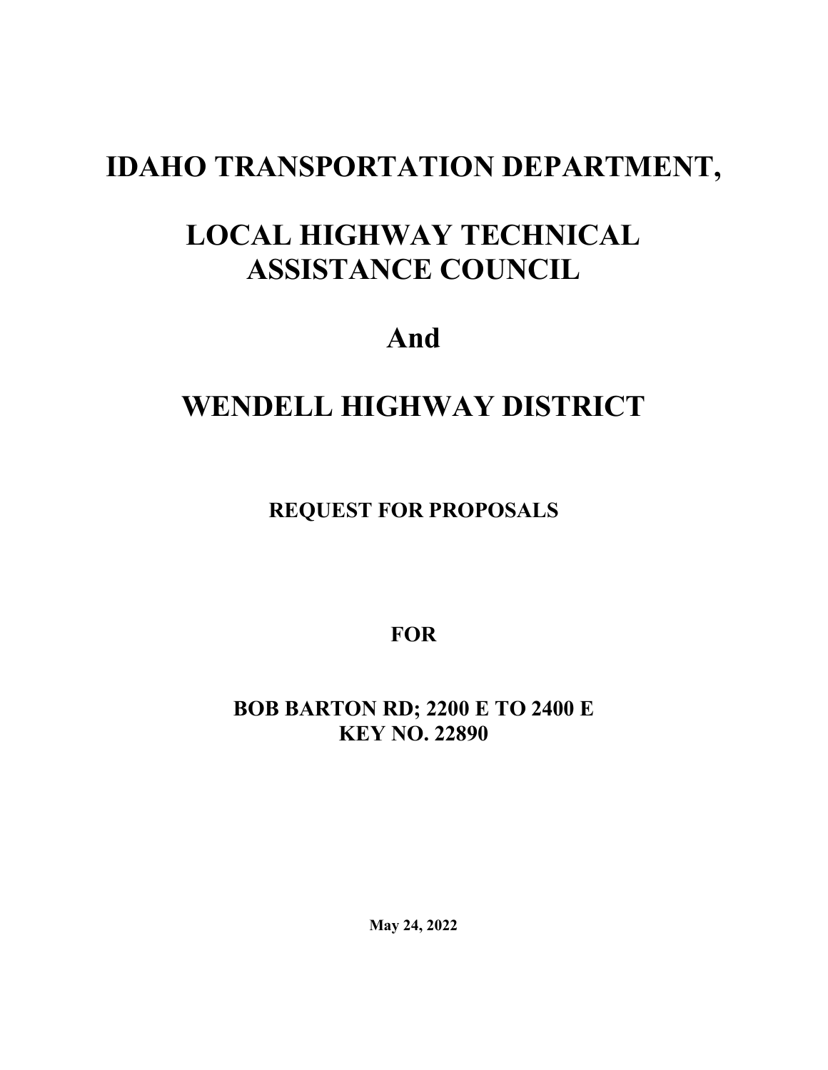# IDAHO TRANSPORTATION DEPARTMENT,

# LOCAL HIGHWAY TECHNICAL ASSISTANCE COUNCIL

# And

# WENDELL HIGHWAY DISTRICT

## REQUEST FOR PROPOSALS

## FOR

## BOB BARTON RD; 2200 E TO 2400 E
## KEY NO. 22890

**May 24, 2022**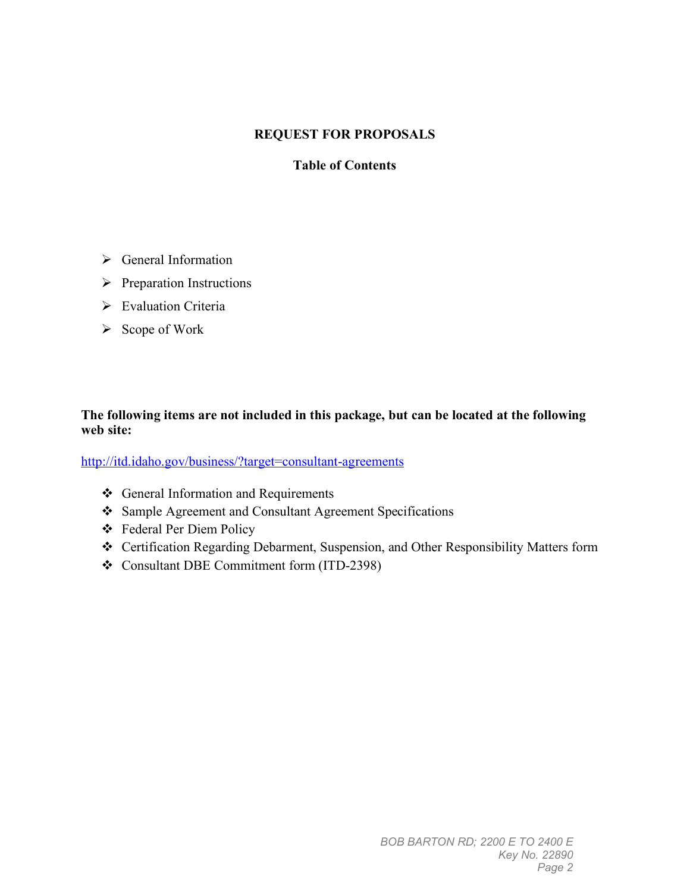# REQUEST FOR PROPOSALS

## Table of Contents

- General Information
- Preparation Instructions
- Evaluation Criteria
- Scope of Work

**The following items are not included in this package, but can be located at the following web site:**

http://itd.idaho.gov/business/?target=consultant-agreements

- General Information and Requirements
- Sample Agreement and Consultant Agreement Specifications
- Federal Per Diem Policy
- Certification Regarding Debarment, Suspension, and Other Responsibility Matters form
- Consultant DBE Commitment form (ITD-2398)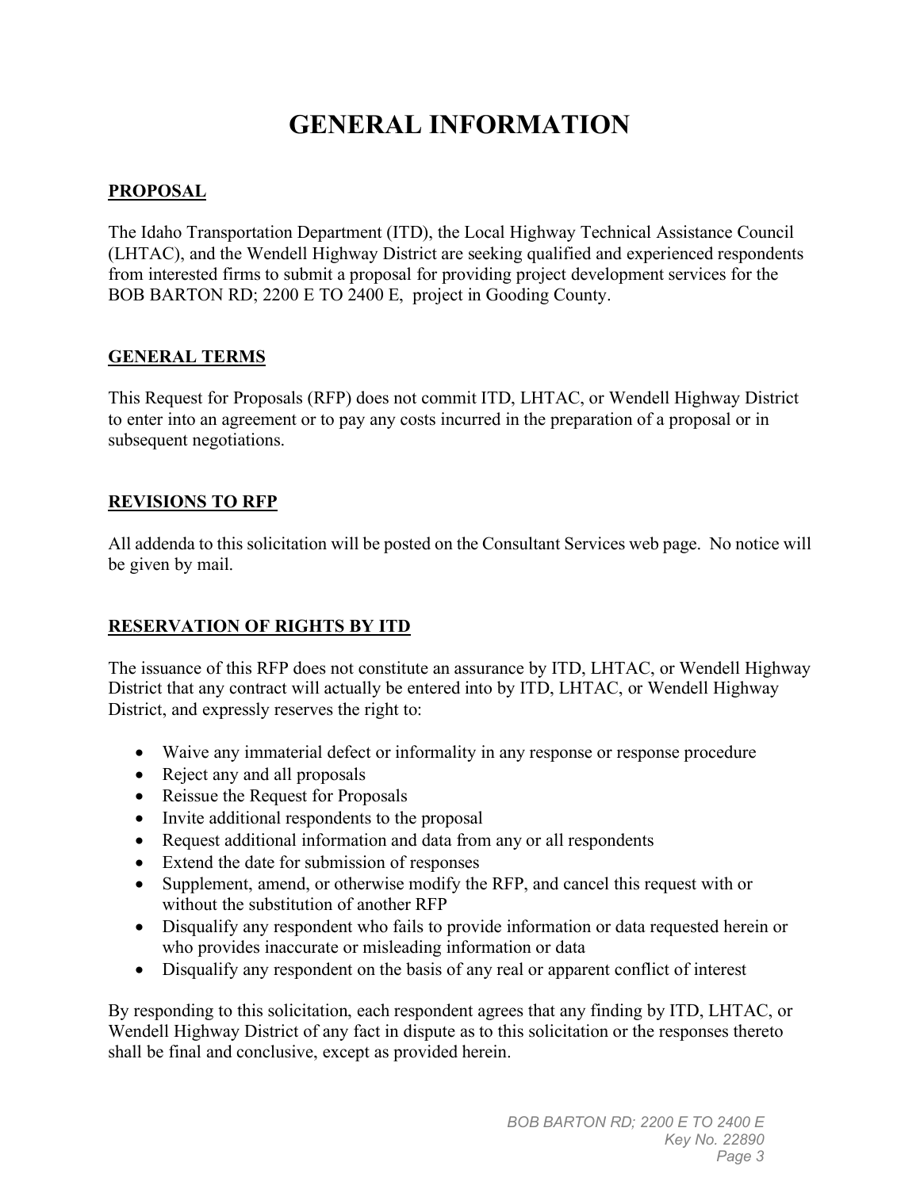# GENERAL INFORMATION

## PROPOSAL

The Idaho Transportation Department (ITD), the Local Highway Technical Assistance Council (LHTAC), and the Wendell Highway District are seeking qualified and experienced respondents from interested firms to submit a proposal for providing project development services for the BOB BARTON RD; 2200 E TO 2400 E, project in Gooding County.

## GENERAL TERMS

This Request for Proposals (RFP) does not commit ITD, LHTAC, or Wendell Highway District to enter into an agreement or to pay any costs incurred in the preparation of a proposal or in subsequent negotiations.

## REVISIONS TO RFP

All addenda to this solicitation will be posted on the Consultant Services web page. No notice will be given by mail.

## RESERVATION OF RIGHTS BY ITD

The issuance of this RFP does not constitute an assurance by ITD, LHTAC, or Wendell Highway District that any contract will actually be entered into by ITD, LHTAC, or Wendell Highway District, and expressly reserves the right to:

- Waive any immaterial defect or informality in any response or response procedure
- Reject any and all proposals
- Reissue the Request for Proposals
- Invite additional respondents to the proposal
- Request additional information and data from any or all respondents
- Extend the date for submission of responses
- Supplement, amend, or otherwise modify the RFP, and cancel this request with or without the substitution of another RFP
- Disqualify any respondent who fails to provide information or data requested herein or who provides inaccurate or misleading information or data
- Disqualify any respondent on the basis of any real or apparent conflict of interest

By responding to this solicitation, each respondent agrees that any finding by ITD, LHTAC, or Wendell Highway District of any fact in dispute as to this solicitation or the responses thereto shall be final and conclusive, except as provided herein.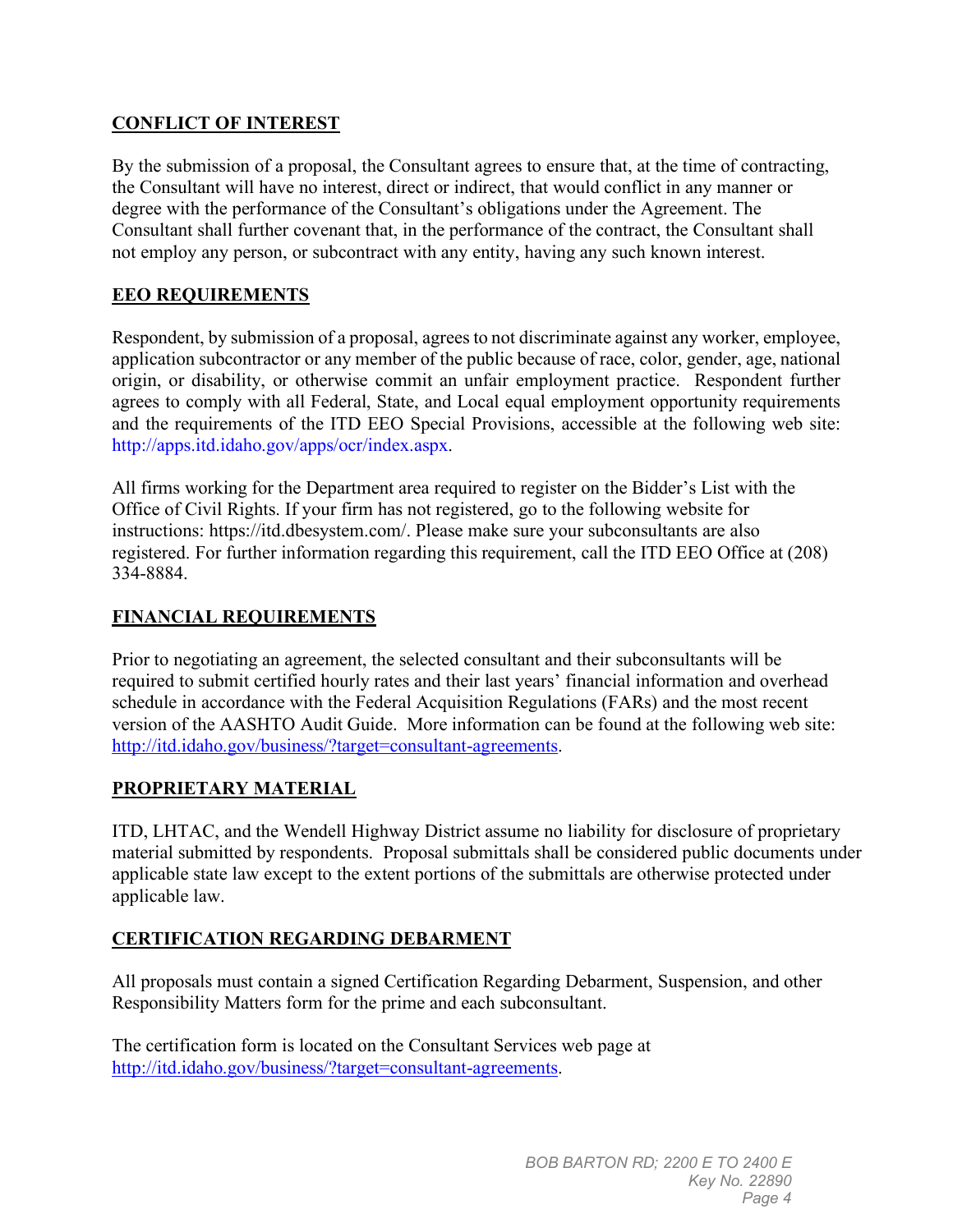## CONFLICT OF INTEREST

By the submission of a proposal, the Consultant agrees to ensure that, at the time of contracting, the Consultant will have no interest, direct or indirect, that would conflict in any manner or degree with the performance of the Consultant's obligations under the Agreement. The Consultant shall further covenant that, in the performance of the contract, the Consultant shall not employ any person, or subcontract with any entity, having any such known interest.

## EEO REQUIREMENTS

Respondent, by submission of a proposal, agrees to not discriminate against any worker, employee, application subcontractor or any member of the public because of race, color, gender, age, national origin, or disability, or otherwise commit an unfair employment practice. Respondent further agrees to comply with all Federal, State, and Local equal employment opportunity requirements and the requirements of the ITD EEO Special Provisions, accessible at the following web site: http://apps.itd.idaho.gov/apps/ocr/index.aspx.

All firms working for the Department area required to register on the Bidder's List with the Office of Civil Rights. If your firm has not registered, go to the following website for instructions: https://itd.dbesystem.com/. Please make sure your subconsultants are also registered. For further information regarding this requirement, call the ITD EEO Office at (208) 334-8884.

## FINANCIAL REQUIREMENTS

Prior to negotiating an agreement, the selected consultant and their subconsultants will be required to submit certified hourly rates and their last years' financial information and overhead schedule in accordance with the Federal Acquisition Regulations (FARs) and the most recent version of the AASHTO Audit Guide. More information can be found at the following web site: http://itd.idaho.gov/business/?target=consultant-agreements.

## PROPRIETARY MATERIAL

ITD, LHTAC, and the Wendell Highway District assume no liability for disclosure of proprietary material submitted by respondents. Proposal submittals shall be considered public documents under applicable state law except to the extent portions of the submittals are otherwise protected under applicable law.

## CERTIFICATION REGARDING DEBARMENT

All proposals must contain a signed Certification Regarding Debarment, Suspension, and other Responsibility Matters form for the prime and each subconsultant.

The certification form is located on the Consultant Services web page at http://itd.idaho.gov/business/?target=consultant-agreements.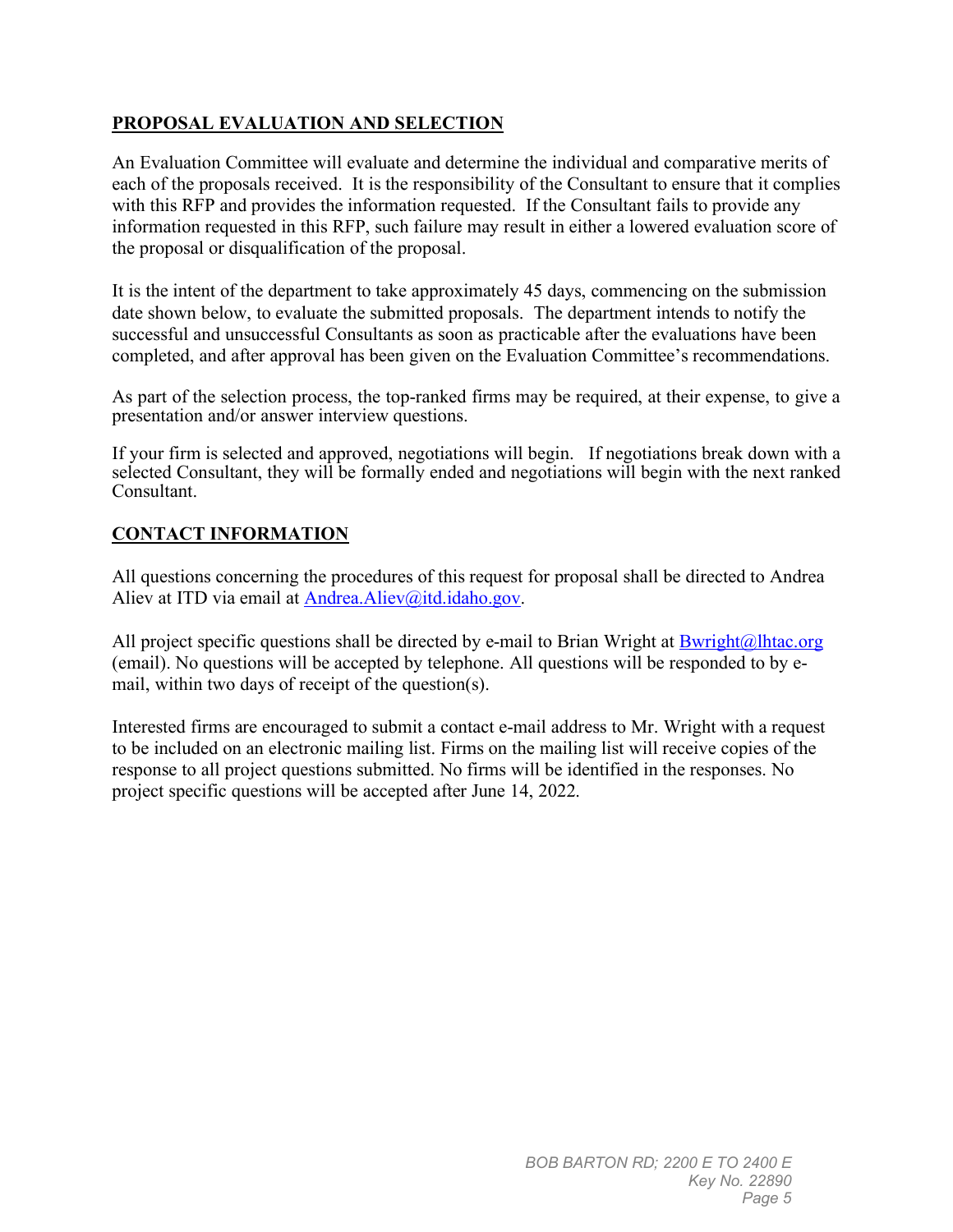## PROPOSAL EVALUATION AND SELECTION

An Evaluation Committee will evaluate and determine the individual and comparative merits of each of the proposals received. It is the responsibility of the Consultant to ensure that it complies with this RFP and provides the information requested. If the Consultant fails to provide any information requested in this RFP, such failure may result in either a lowered evaluation score of the proposal or disqualification of the proposal.

It is the intent of the department to take approximately 45 days, commencing on the submission date shown below, to evaluate the submitted proposals. The department intends to notify the successful and unsuccessful Consultants as soon as practicable after the evaluations have been completed, and after approval has been given on the Evaluation Committee's recommendations.

As part of the selection process, the top-ranked firms may be required, at their expense, to give a presentation and/or answer interview questions.

If your firm is selected and approved, negotiations will begin. If negotiations break down with a selected Consultant, they will be formally ended and negotiations will begin with the next ranked Consultant.

## CONTACT INFORMATION

All questions concerning the procedures of this request for proposal shall be directed to Andrea Aliev at ITD via email at Andrea.Aliev@itd.idaho.gov.

All project specific questions shall be directed by e-mail to Brian Wright at Bwright@lhtac.org (email). No questions will be accepted by telephone. All questions will be responded to by e-mail, within two days of receipt of the question(s).

Interested firms are encouraged to submit a contact e-mail address to Mr. Wright with a request to be included on an electronic mailing list. Firms on the mailing list will receive copies of the response to all project questions submitted. No firms will be identified in the responses. No project specific questions will be accepted after June 14, 2022.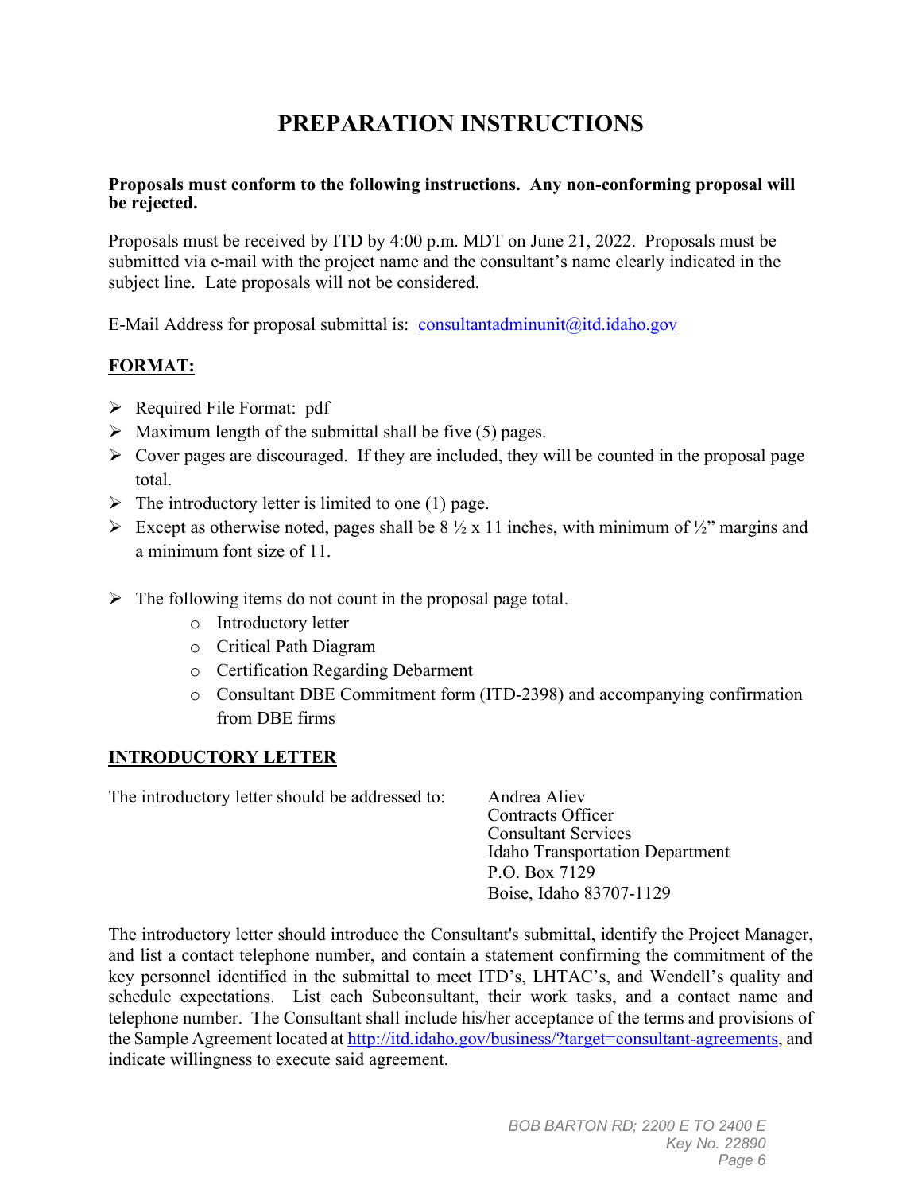# PREPARATION INSTRUCTIONS

**Proposals must conform to the following instructions. Any non-conforming proposal will be rejected.**

Proposals must be received by ITD by 4:00 p.m. MDT on June 21, 2022. Proposals must be submitted via e-mail with the project name and the consultant's name clearly indicated in the subject line. Late proposals will not be considered.

E-Mail Address for proposal submittal is: consultantadminunit@itd.idaho.gov

## FORMAT:

- Required File Format: pdf
- Maximum length of the submittal shall be five (5) pages.
- Cover pages are discouraged. If they are included, they will be counted in the proposal page total.
- The introductory letter is limited to one (1) page.
- Except as otherwise noted, pages shall be 8 ½ x 11 inches, with minimum of ½" margins and a minimum font size of 11.

- The following items do not count in the proposal page total.
  - Introductory letter
  - Critical Path Diagram
  - Certification Regarding Debarment
  - Consultant DBE Commitment form (ITD-2398) and accompanying confirmation from DBE firms

## INTRODUCTORY LETTER

The introductory letter should be addressed to:

Andrea Aliev
Contracts Officer
Consultant Services
Idaho Transportation Department
P.O. Box 7129
Boise, Idaho 83707-1129

The introductory letter should introduce the Consultant's submittal, identify the Project Manager, and list a contact telephone number, and contain a statement confirming the commitment of the key personnel identified in the submittal to meet ITD's, LHTAC's, and Wendell's quality and schedule expectations. List each Subconsultant, their work tasks, and a contact name and telephone number. The Consultant shall include his/her acceptance of the terms and provisions of the Sample Agreement located at http://itd.idaho.gov/business/?target=consultant-agreements, and indicate willingness to execute said agreement.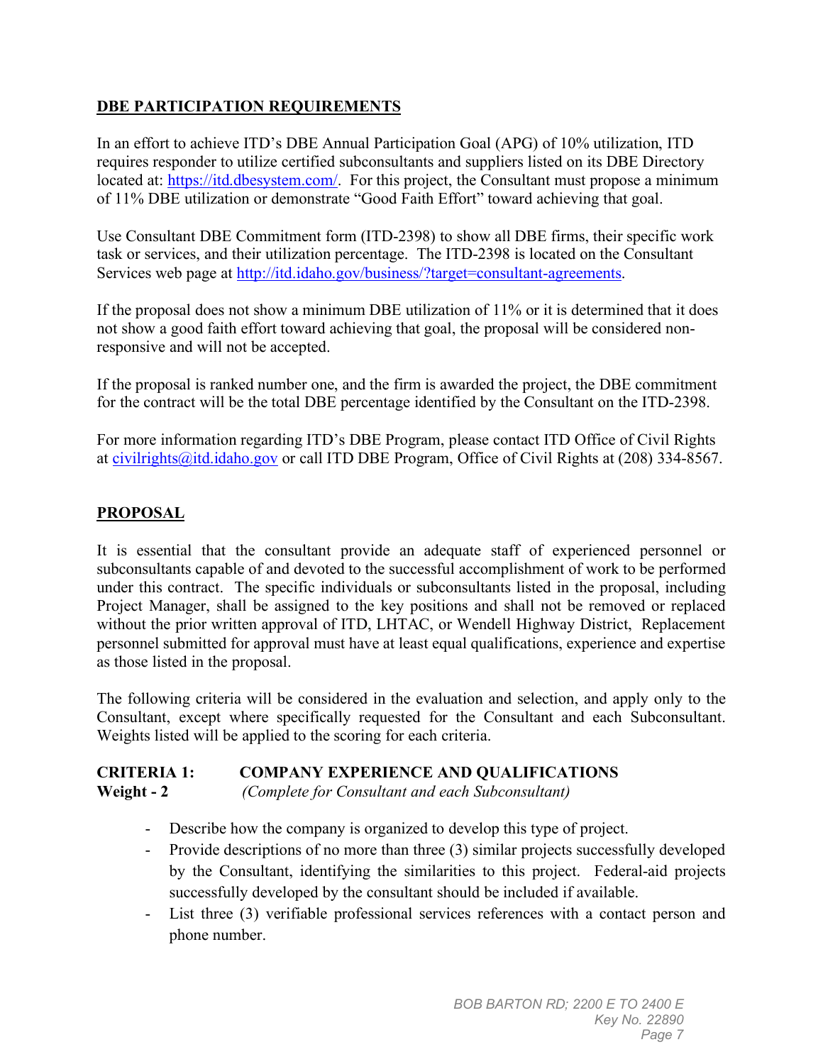## DBE PARTICIPATION REQUIREMENTS

In an effort to achieve ITD's DBE Annual Participation Goal (APG) of 10% utilization, ITD requires responder to utilize certified subconsultants and suppliers listed on its DBE Directory located at: https://itd.dbesystem.com/. For this project, the Consultant must propose a minimum of 11% DBE utilization or demonstrate "Good Faith Effort" toward achieving that goal.

Use Consultant DBE Commitment form (ITD-2398) to show all DBE firms, their specific work task or services, and their utilization percentage. The ITD-2398 is located on the Consultant Services web page at http://itd.idaho.gov/business/?target=consultant-agreements.

If the proposal does not show a minimum DBE utilization of 11% or it is determined that it does not show a good faith effort toward achieving that goal, the proposal will be considered non-responsive and will not be accepted.

If the proposal is ranked number one, and the firm is awarded the project, the DBE commitment for the contract will be the total DBE percentage identified by the Consultant on the ITD-2398.

For more information regarding ITD's DBE Program, please contact ITD Office of Civil Rights at civilrights@itd.idaho.gov or call ITD DBE Program, Office of Civil Rights at (208) 334-8567.

## PROPOSAL

It is essential that the consultant provide an adequate staff of experienced personnel or subconsultants capable of and devoted to the successful accomplishment of work to be performed under this contract. The specific individuals or subconsultants listed in the proposal, including Project Manager, shall be assigned to the key positions and shall not be removed or replaced without the prior written approval of ITD, LHTAC, or Wendell Highway District, Replacement personnel submitted for approval must have at least equal qualifications, experience and expertise as those listed in the proposal.

The following criteria will be considered in the evaluation and selection, and apply only to the Consultant, except where specifically requested for the Consultant and each Subconsultant. Weights listed will be applied to the scoring for each criteria.

**CRITERIA 1: COMPANY EXPERIENCE AND QUALIFICATIONS**
**Weight - 2** *(Complete for Consultant and each Subconsultant)*

- Describe how the company is organized to develop this type of project.
- Provide descriptions of no more than three (3) similar projects successfully developed by the Consultant, identifying the similarities to this project. Federal-aid projects successfully developed by the consultant should be included if available.
- List three (3) verifiable professional services references with a contact person and phone number.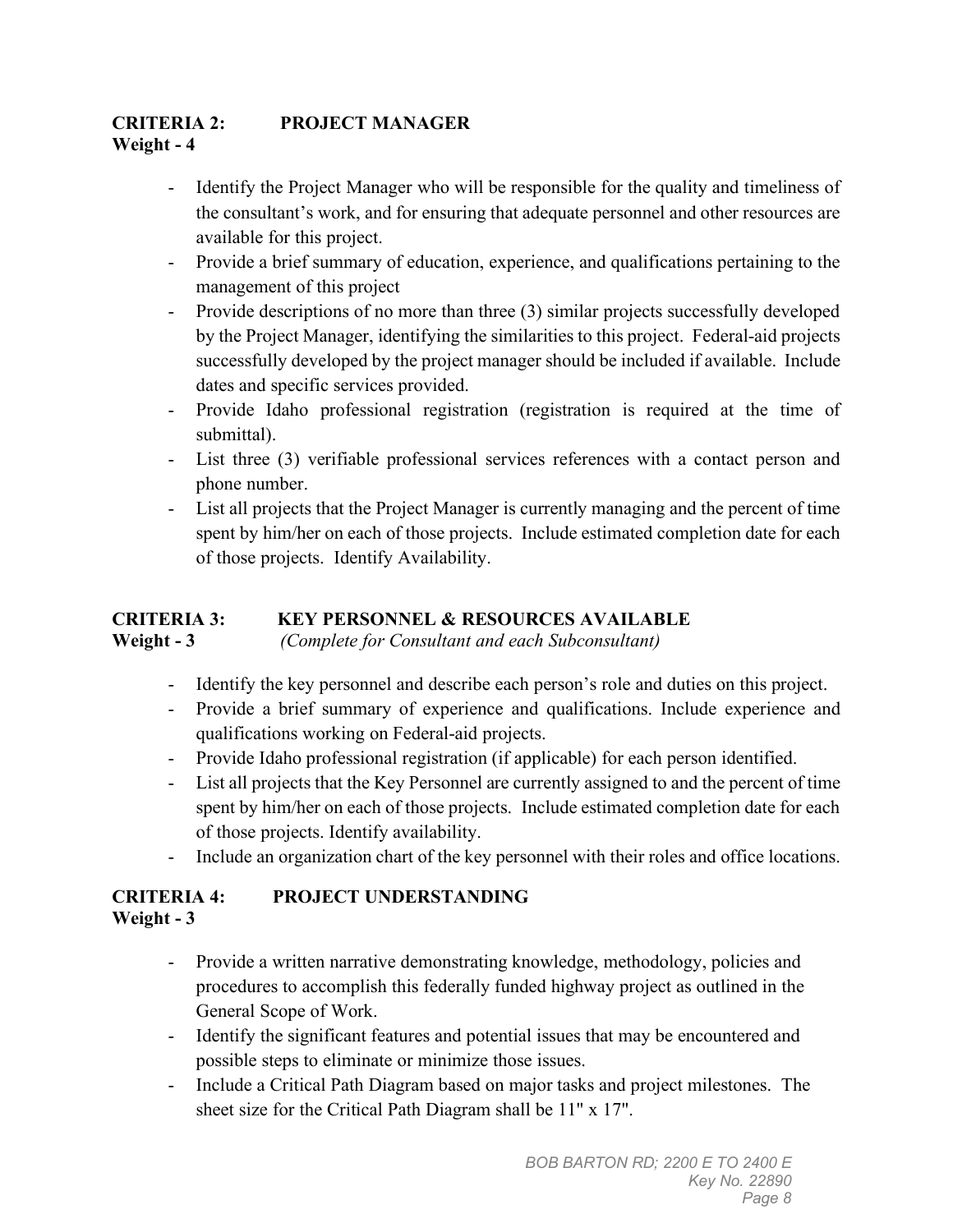**CRITERIA 2: PROJECT MANAGER**
**Weight - 4**

- Identify the Project Manager who will be responsible for the quality and timeliness of the consultant's work, and for ensuring that adequate personnel and other resources are available for this project.
- Provide a brief summary of education, experience, and qualifications pertaining to the management of this project
- Provide descriptions of no more than three (3) similar projects successfully developed by the Project Manager, identifying the similarities to this project. Federal-aid projects successfully developed by the project manager should be included if available. Include dates and specific services provided.
- Provide Idaho professional registration (registration is required at the time of submittal).
- List three (3) verifiable professional services references with a contact person and phone number.
- List all projects that the Project Manager is currently managing and the percent of time spent by him/her on each of those projects. Include estimated completion date for each of those projects. Identify Availability.

**CRITERIA 3: KEY PERSONNEL & RESOURCES AVAILABLE**
**Weight - 3** *(Complete for Consultant and each Subconsultant)*

- Identify the key personnel and describe each person's role and duties on this project.
- Provide a brief summary of experience and qualifications. Include experience and qualifications working on Federal-aid projects.
- Provide Idaho professional registration (if applicable) for each person identified.
- List all projects that the Key Personnel are currently assigned to and the percent of time spent by him/her on each of those projects. Include estimated completion date for each of those projects. Identify availability.
- Include an organization chart of the key personnel with their roles and office locations.

**CRITERIA 4: PROJECT UNDERSTANDING**
**Weight - 3**

- Provide a written narrative demonstrating knowledge, methodology, policies and procedures to accomplish this federally funded highway project as outlined in the General Scope of Work.
- Identify the significant features and potential issues that may be encountered and possible steps to eliminate or minimize those issues.
- Include a Critical Path Diagram based on major tasks and project milestones. The sheet size for the Critical Path Diagram shall be 11" x 17".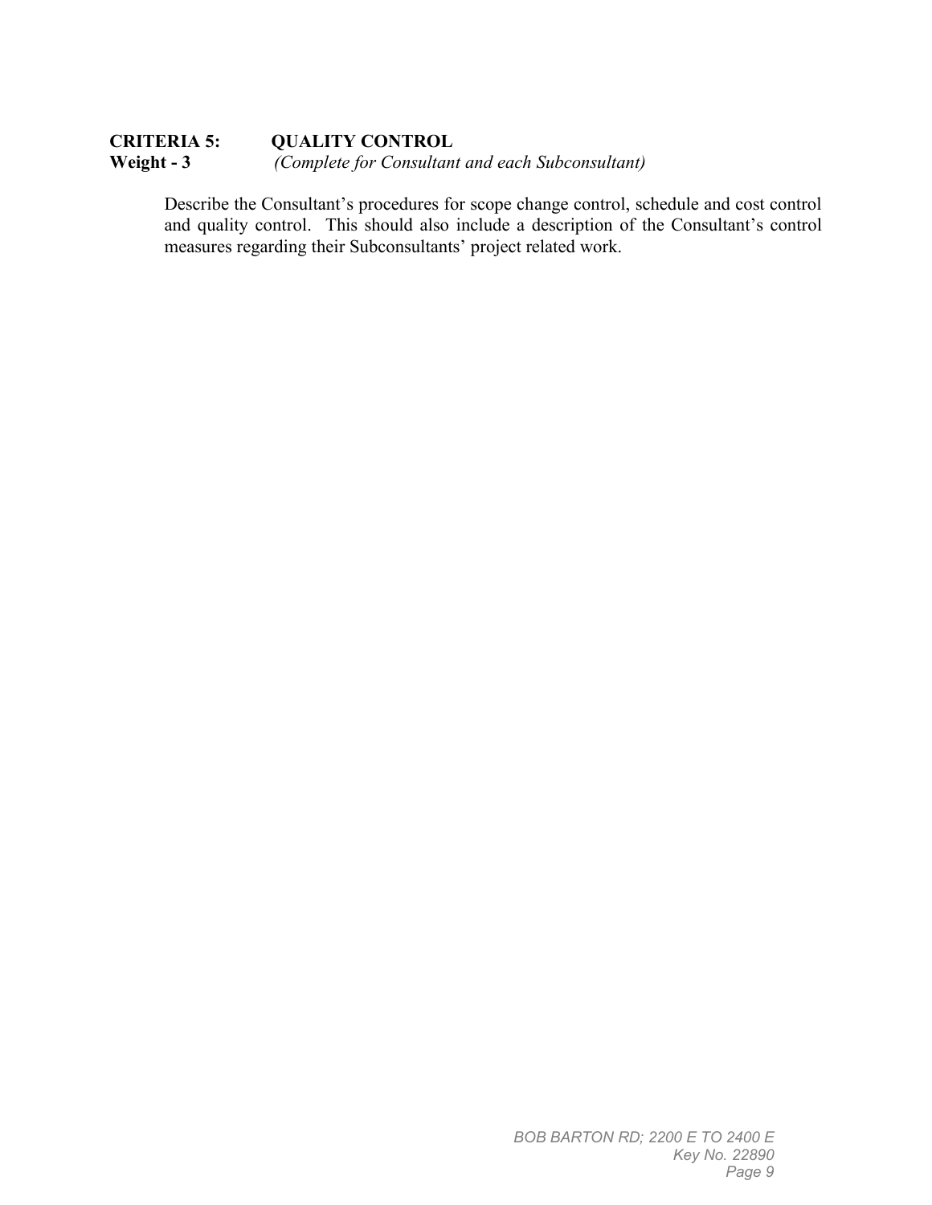**CRITERIA 5: QUALITY CONTROL**
**Weight - 3** *(Complete for Consultant and each Subconsultant)*

Describe the Consultant's procedures for scope change control, schedule and cost control and quality control. This should also include a description of the Consultant's control measures regarding their Subconsultants' project related work.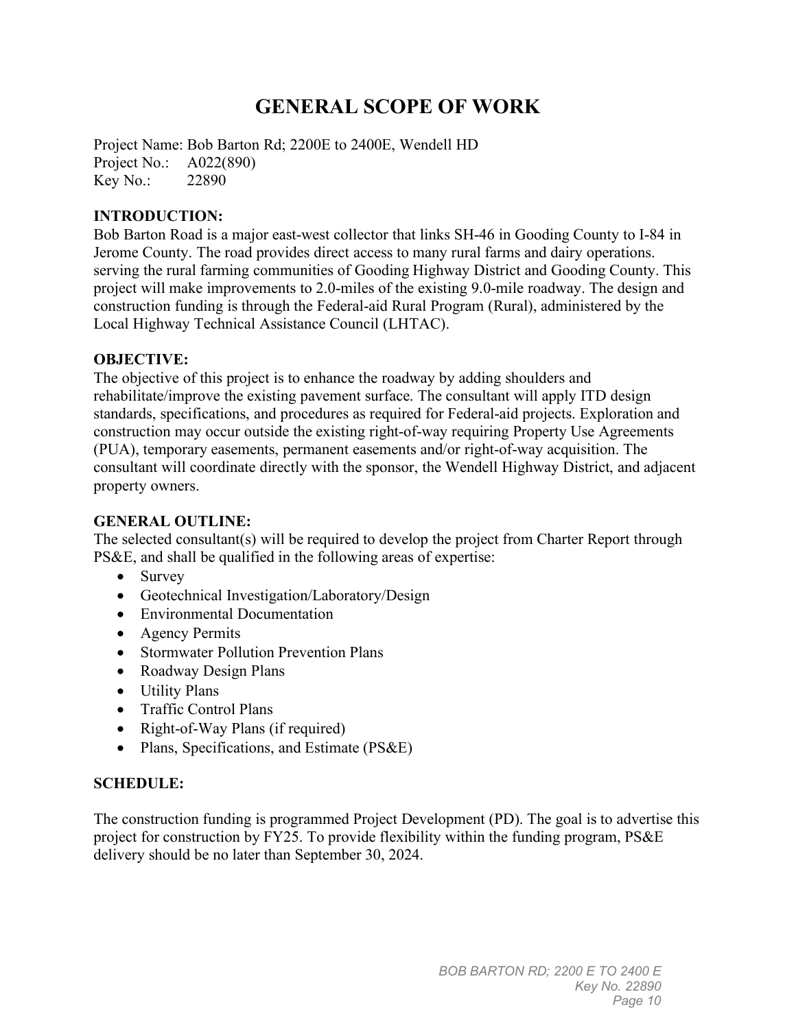# GENERAL SCOPE OF WORK

Project Name: Bob Barton Rd; 2200E to 2400E, Wendell HD
Project No.: A022(890)
Key No.: 22890

**INTRODUCTION:**
Bob Barton Road is a major east-west collector that links SH-46 in Gooding County to I-84 in Jerome County. The road provides direct access to many rural farms and dairy operations. serving the rural farming communities of Gooding Highway District and Gooding County. This project will make improvements to 2.0-miles of the existing 9.0-mile roadway. The design and construction funding is through the Federal-aid Rural Program (Rural), administered by the Local Highway Technical Assistance Council (LHTAC).

**OBJECTIVE:**
The objective of this project is to enhance the roadway by adding shoulders and rehabilitate/improve the existing pavement surface. The consultant will apply ITD design standards, specifications, and procedures as required for Federal-aid projects. Exploration and construction may occur outside the existing right-of-way requiring Property Use Agreements (PUA), temporary easements, permanent easements and/or right-of-way acquisition. The consultant will coordinate directly with the sponsor, the Wendell Highway District, and adjacent property owners.

**GENERAL OUTLINE:**
The selected consultant(s) will be required to develop the project from Charter Report through PS&E, and shall be qualified in the following areas of expertise:

- Survey
- Geotechnical Investigation/Laboratory/Design
- Environmental Documentation
- Agency Permits
- Stormwater Pollution Prevention Plans
- Roadway Design Plans
- Utility Plans
- Traffic Control Plans
- Right-of-Way Plans (if required)
- Plans, Specifications, and Estimate (PS&E)

**SCHEDULE:**

The construction funding is programmed Project Development (PD). The goal is to advertise this project for construction by FY25. To provide flexibility within the funding program, PS&E delivery should be no later than September 30, 2024.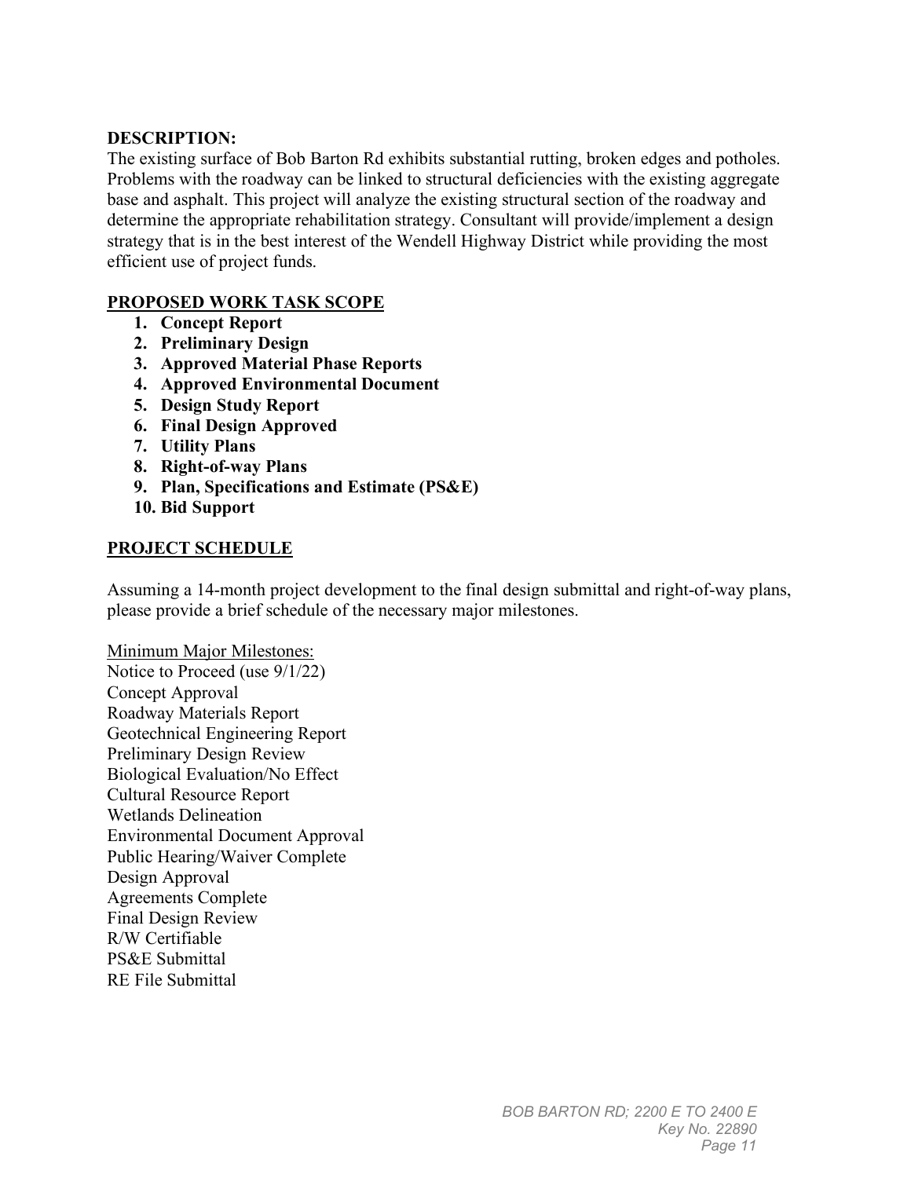**DESCRIPTION:**

The existing surface of Bob Barton Rd exhibits substantial rutting, broken edges and potholes. Problems with the roadway can be linked to structural deficiencies with the existing aggregate base and asphalt. This project will analyze the existing structural section of the roadway and determine the appropriate rehabilitation strategy. Consultant will provide/implement a design strategy that is in the best interest of the Wendell Highway District while providing the most efficient use of project funds.

## PROPOSED WORK TASK SCOPE

1. **Concept Report**
2. **Preliminary Design**
3. **Approved Material Phase Reports**
4. **Approved Environmental Document**
5. **Design Study Report**
6. **Final Design Approved**
7. **Utility Plans**
8. **Right-of-way Plans**
9. **Plan, Specifications and Estimate (PS&E)**
10. **Bid Support**

## PROJECT SCHEDULE

Assuming a 14-month project development to the final design submittal and right-of-way plans, please provide a brief schedule of the necessary major milestones.

Minimum Major Milestones:
Notice to Proceed (use 9/1/22)
Concept Approval
Roadway Materials Report
Geotechnical Engineering Report
Preliminary Design Review
Biological Evaluation/No Effect
Cultural Resource Report
Wetlands Delineation
Environmental Document Approval
Public Hearing/Waiver Complete
Design Approval
Agreements Complete
Final Design Review
R/W Certifiable
PS&E Submittal
RE File Submittal